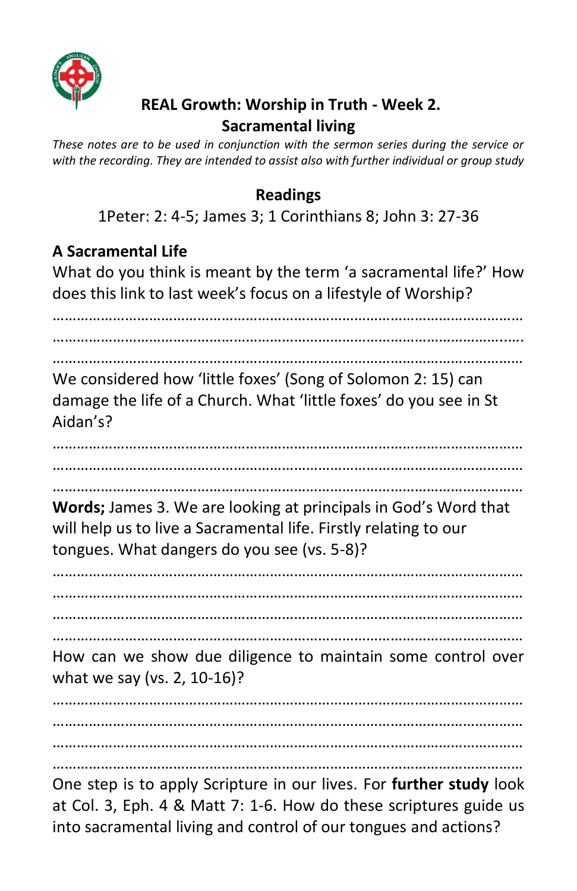# REAL Growth: Worship in Truth - Week 2.

## Sacramental living

*These notes are to be used in conjunction with the sermon series during the service or with the recording. They are intended to assist also with further individual or group study*

### Readings

1Peter: 2: 4-5; James 3; 1 Corinthians 8; John 3: 27-36

### A Sacramental Life

What do you think is meant by the term 'a sacramental life?' How does this link to last week's focus on a lifestyle of Worship?

……………………………………………………………………………………………………

……………………………………………………………………………………………………

……………………………………………………………………………………………………

We considered how 'little foxes' (Song of Solomon 2: 15) can damage the life of a Church. What 'little foxes' do you see in St Aidan's?

……………………………………………………………………………………………………

……………………………………………………………………………………………………

……………………………………………………………………………………………………

**Words;** James 3. We are looking at principals in God's Word that will help us to live a Sacramental life. Firstly relating to our tongues. What dangers do you see (vs. 5-8)?

……………………………………………………………………………………………………

……………………………………………………………………………………………………

……………………………………………………………………………………………………

……………………………………………………………………………………………………

How can we show due diligence to maintain some control over what we say (vs. 2, 10-16)?

……………………………………………………………………………………………………

……………………………………………………………………………………………………

……………………………………………………………………………………………………

……………………………………………………………………………………………………

One step is to apply Scripture in our lives. For **further study** look at Col. 3, Eph. 4 & Matt 7: 1-6. How do these scriptures guide us into sacramental living and control of our tongues and actions?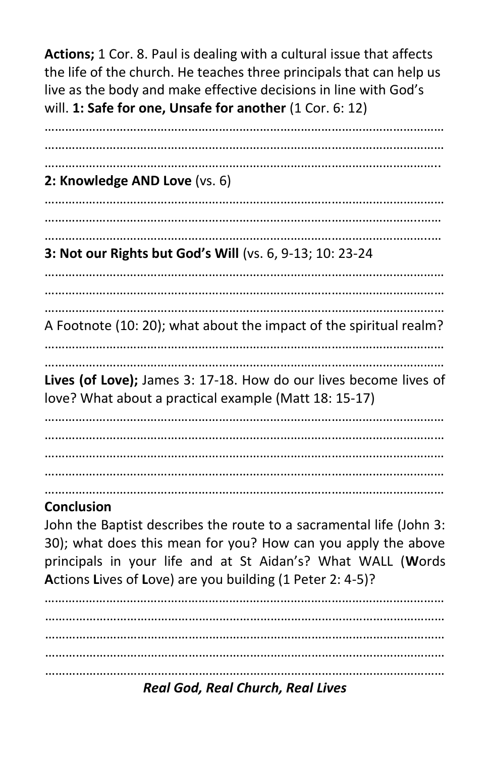**Actions;** 1 Cor. 8. Paul is dealing with a cultural issue that affects the life of the church. He teaches three principals that can help us live as the body and make effective decisions in line with God's will. **1: Safe for one, Unsafe for another** (1 Cor. 6: 12)

…………………………………………………………………………………………………………
…………………………………………………………………………………………………………
…………………………………………………………………………………………………………

**2: Knowledge AND Love** (vs. 6)

…………………………………………………………………………………………………………
…………………………………………………………………………………………………………
…………………………………………………………………………………………………………

**3: Not our Rights but God's Will** (vs. 6, 9-13; 10: 23-24

…………………………………………………………………………………………………………
…………………………………………………………………………………………………………
…………………………………………………………………………………………………………

A Footnote (10: 20); what about the impact of the spiritual realm?

…………………………………………………………………………………………………………
…………………………………………………………………………………………………………

**Lives (of Love);** James 3: 17-18. How do our lives become lives of love? What about a practical example (Matt 18: 15-17)

…………………………………………………………………………………………………………
…………………………………………………………………………………………………………
…………………………………………………………………………………………………………
…………………………………………………………………………………………………………
…………………………………………………………………………………………………………

**Conclusion**

John the Baptist describes the route to a sacramental life (John 3: 30); what does this mean for you? How can you apply the above principals in your life and at St Aidan's? What WALL (**W**ords **A**ctions **L**ives of **L**ove) are you building (1 Peter 2: 4-5)?

…………………………………………………………………………………………………………
…………………………………………………………………………………………………………
…………………………………………………………………………………………………………
…………………………………………………………………………………………………………
…………………………………………………………………………………………………………

***Real God, Real Church, Real Lives***